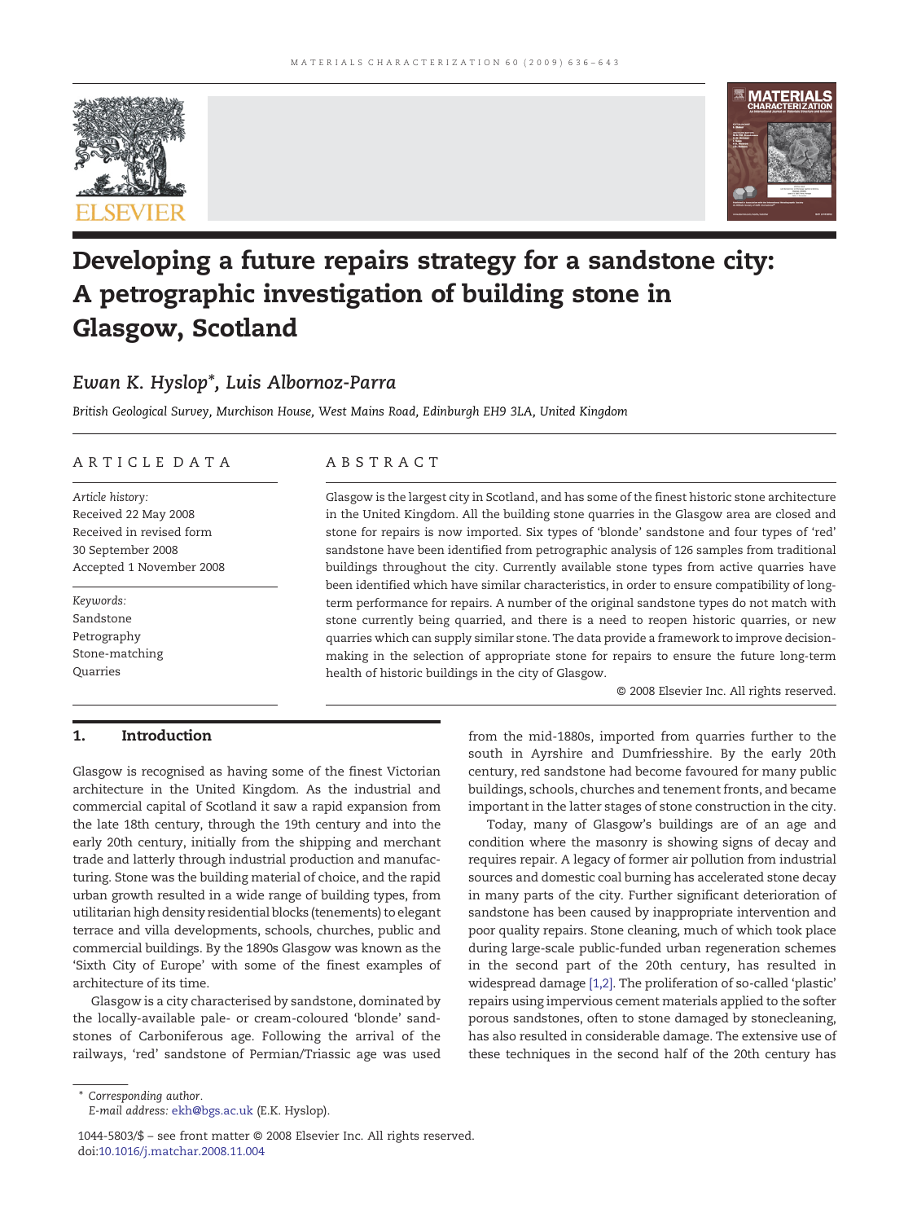# Developing a future repairs strategy for a sandstone city: A petrographic investigation of building stone in Glasgow, Scotland

*Ewan K. Hyslop\*, Luis Albornoz-Parra*

*British Geological Survey, Murchison House, West Mains Road, Edinburgh EH9 3LA, United Kingdom*

## ARTICLE DATA

*Article history:*
Received 22 May 2008
Received in revised form
30 September 2008
Accepted 1 November 2008

*Keywords:*
Sandstone
Petrography
Stone-matching
Quarries

## ABSTRACT

Glasgow is the largest city in Scotland, and has some of the finest historic stone architecture in the United Kingdom. All the building stone quarries in the Glasgow area are closed and stone for repairs is now imported. Six types of 'blonde' sandstone and four types of 'red' sandstone have been identified from petrographic analysis of 126 samples from traditional buildings throughout the city. Currently available stone types from active quarries have been identified which have similar characteristics, in order to ensure compatibility of long-term performance for repairs. A number of the original sandstone types do not match with stone currently being quarried, and there is a need to reopen historic quarries, or new quarries which can supply similar stone. The data provide a framework to improve decision-making in the selection of appropriate stone for repairs to ensure the future long-term health of historic buildings in the city of Glasgow.

© 2008 Elsevier Inc. All rights reserved.

## 1. Introduction

Glasgow is recognised as having some of the finest Victorian architecture in the United Kingdom. As the industrial and commercial capital of Scotland it saw a rapid expansion from the late 18th century, through the 19th century and into the early 20th century, initially from the shipping and merchant trade and latterly through industrial production and manufacturing. Stone was the building material of choice, and the rapid urban growth resulted in a wide range of building types, from utilitarian high density residential blocks (tenements) to elegant terrace and villa developments, schools, churches, public and commercial buildings. By the 1890s Glasgow was known as the 'Sixth City of Europe' with some of the finest examples of architecture of its time.

Glasgow is a city characterised by sandstone, dominated by the locally-available pale- or cream-coloured 'blonde' sandstones of Carboniferous age. Following the arrival of the railways, 'red' sandstone of Permian/Triassic age was used from the mid-1880s, imported from quarries further to the south in Ayrshire and Dumfriesshire. By the early 20th century, red sandstone had become favoured for many public buildings, schools, churches and tenement fronts, and became important in the latter stages of stone construction in the city.

Today, many of Glasgow's buildings are of an age and condition where the masonry is showing signs of decay and requires repair. A legacy of former air pollution from industrial sources and domestic coal burning has accelerated stone decay in many parts of the city. Further significant deterioration of sandstone has been caused by inappropriate intervention and poor quality repairs. Stone cleaning, much of which took place during large-scale public-funded urban regeneration schemes in the second part of the 20th century, has resulted in widespread damage [1,2]. The proliferation of so-called 'plastic' repairs using impervious cement materials applied to the softer porous sandstones, often to stone damaged by stonecleaning, has also resulted in considerable damage. The extensive use of these techniques in the second half of the 20th century has

\* Corresponding author.
E-mail address: ekh@bgs.ac.uk (E.K. Hyslop).

1044-5803/$ – see front matter © 2008 Elsevier Inc. All rights reserved.
doi:10.1016/j.matchar.2008.11.004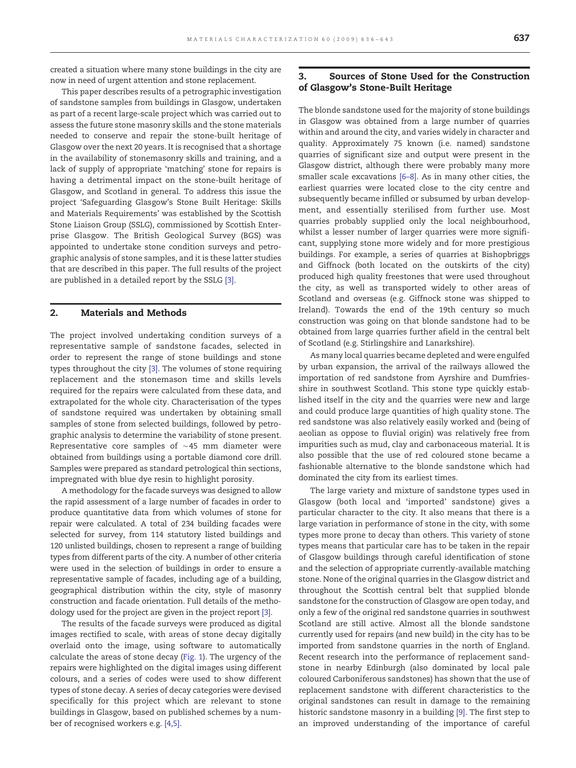created a situation where many stone buildings in the city are now in need of urgent attention and stone replacement.

This paper describes results of a petrographic investigation of sandstone samples from buildings in Glasgow, undertaken as part of a recent large-scale project which was carried out to assess the future stone masonry skills and the stone materials needed to conserve and repair the stone-built heritage of Glasgow over the next 20 years. It is recognised that a shortage in the availability of stonemasonry skills and training, and a lack of supply of appropriate 'matching' stone for repairs is having a detrimental impact on the stone-built heritage of Glasgow, and Scotland in general. To address this issue the project 'Safeguarding Glasgow's Stone Built Heritage: Skills and Materials Requirements' was established by the Scottish Stone Liaison Group (SSLG), commissioned by Scottish Enterprise Glasgow. The British Geological Survey (BGS) was appointed to undertake stone condition surveys and petrographic analysis of stone samples, and it is these latter studies that are described in this paper. The full results of the project are published in a detailed report by the SSLG [3].

## 2. Materials and Methods

The project involved undertaking condition surveys of a representative sample of sandstone facades, selected in order to represent the range of stone buildings and stone types throughout the city [3]. The volumes of stone requiring replacement and the stonemason time and skills levels required for the repairs were calculated from these data, and extrapolated for the whole city. Characterisation of the types of sandstone required was undertaken by obtaining small samples of stone from selected buildings, followed by petrographic analysis to determine the variability of stone present. Representative core samples of ~45 mm diameter were obtained from buildings using a portable diamond core drill. Samples were prepared as standard petrological thin sections, impregnated with blue dye resin to highlight porosity.

A methodology for the facade surveys was designed to allow the rapid assessment of a large number of facades in order to produce quantitative data from which volumes of stone for repair were calculated. A total of 234 building facades were selected for survey, from 114 statutory listed buildings and 120 unlisted buildings, chosen to represent a range of building types from different parts of the city. A number of other criteria were used in the selection of buildings in order to ensure a representative sample of facades, including age of a building, geographical distribution within the city, style of masonry construction and facade orientation. Full details of the methodology used for the project are given in the project report [3].

The results of the facade surveys were produced as digital images rectified to scale, with areas of stone decay digitally overlaid onto the image, using software to automatically calculate the areas of stone decay (Fig. 1). The urgency of the repairs were highlighted on the digital images using different colours, and a series of codes were used to show different types of stone decay. A series of decay categories were devised specifically for this project which are relevant to stone buildings in Glasgow, based on published schemes by a number of recognised workers e.g. [4,5].

## 3. Sources of Stone Used for the Construction of Glasgow's Stone-Built Heritage

The blonde sandstone used for the majority of stone buildings in Glasgow was obtained from a large number of quarries within and around the city, and varies widely in character and quality. Approximately 75 known (i.e. named) sandstone quarries of significant size and output were present in the Glasgow district, although there were probably many more smaller scale excavations [6–8]. As in many other cities, the earliest quarries were located close to the city centre and subsequently became infilled or subsumed by urban development, and essentially sterilised from further use. Most quarries probably supplied only the local neighbourhood, whilst a lesser number of larger quarries were more significant, supplying stone more widely and for more prestigious buildings. For example, a series of quarries at Bishopbriggs and Giffnock (both located on the outskirts of the city) produced high quality freestones that were used throughout the city, as well as transported widely to other areas of Scotland and overseas (e.g. Giffnock stone was shipped to Ireland). Towards the end of the 19th century so much construction was going on that blonde sandstone had to be obtained from large quarries further afield in the central belt of Scotland (e.g. Stirlingshire and Lanarkshire).

As many local quarries became depleted and were engulfed by urban expansion, the arrival of the railways allowed the importation of red sandstone from Ayrshire and Dumfriesshire in southwest Scotland. This stone type quickly established itself in the city and the quarries were new and large and could produce large quantities of high quality stone. The red sandstone was also relatively easily worked and (being of aeolian as oppose to fluvial origin) was relatively free from impurities such as mud, clay and carbonaceous material. It is also possible that the use of red coloured stone became a fashionable alternative to the blonde sandstone which had dominated the city from its earliest times.

The large variety and mixture of sandstone types used in Glasgow (both local and 'imported' sandstone) gives a particular character to the city. It also means that there is a large variation in performance of stone in the city, with some types more prone to decay than others. This variety of stone types means that particular care has to be taken in the repair of Glasgow buildings through careful identification of stone and the selection of appropriate currently-available matching stone. None of the original quarries in the Glasgow district and throughout the Scottish central belt that supplied blonde sandstone for the construction of Glasgow are open today, and only a few of the original red sandstone quarries in southwest Scotland are still active. Almost all the blonde sandstone currently used for repairs (and new build) in the city has to be imported from sandstone quarries in the north of England. Recent research into the performance of replacement sandstone in nearby Edinburgh (also dominated by local pale coloured Carboniferous sandstones) has shown that the use of replacement sandstone with different characteristics to the original sandstones can result in damage to the remaining historic sandstone masonry in a building [9]. The first step to an improved understanding of the importance of careful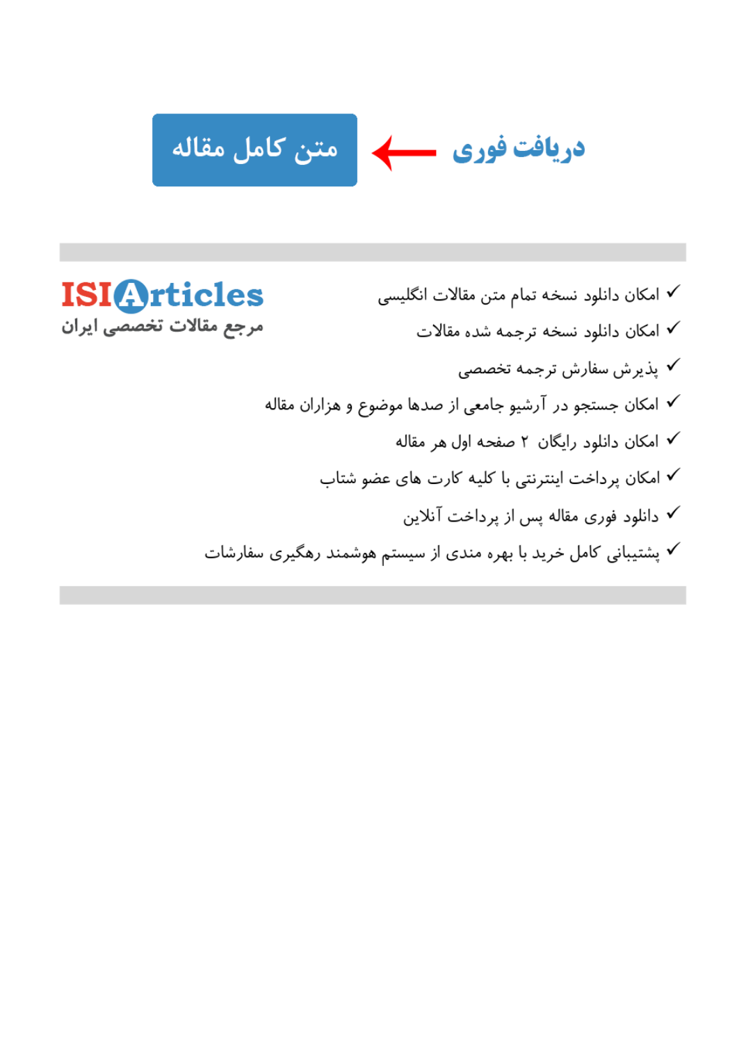دریافت فوری ← متن کامل مقاله

**ISIArticles**
مرجع مقالات تخصصی ایران

- ✓ امکان دانلود نسخه تمام متن مقالات انگلیسی
- ✓ امکان دانلود نسخه ترجمه شده مقالات
- ✓ پذیرش سفارش ترجمه تخصصی
- ✓ امکان جستجو در آرشیو جامعی از صدها موضوع و هزاران مقاله
- ✓ امکان دانلود رایگان ۲ صفحه اول هر مقاله
- ✓ امکان پرداخت اینترنتی با کلیه کارت های عضو شتاب
- ✓ دانلود فوری مقاله پس از پرداخت آنلاین
- ✓ پشتیبانی کامل خرید با بهره مندی از سیستم هوشمند رهگیری سفارشات